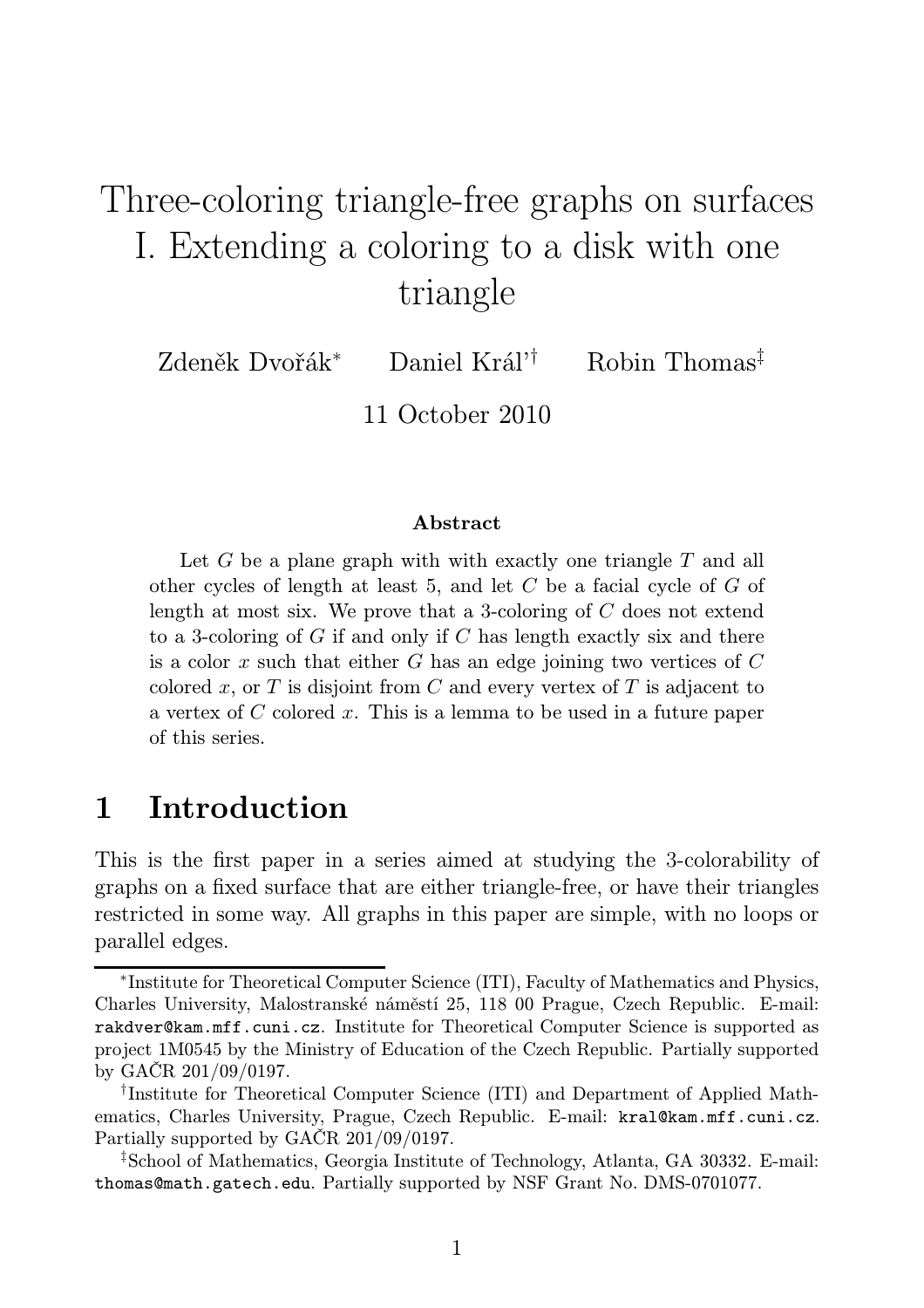# Three-coloring triangle-free graphs on surfaces I. Extending a coloring to a disk with one triangle

Zdeněk Dvořák[*] Daniel Král'[†] Robin Thomas[‡]

11 October 2010

### Abstract

Let $G$ be a plane graph with with exactly one triangle $T$ and all other cycles of length at least 5, and let $C$ be a facial cycle of $G$ of length at most six. We prove that a 3-coloring of $C$ does not extend to a 3-coloring of $G$ if and only if $C$ has length exactly six and there is a color $x$ such that either $G$ has an edge joining two vertices of $C$ colored $x$, or $T$ is disjoint from $C$ and every vertex of $T$ is adjacent to a vertex of $C$ colored $x$. This is a lemma to be used in a future paper of this series.

## 1 Introduction

This is the first paper in a series aimed at studying the 3-colorability of graphs on a fixed surface that are either triangle-free, or have their triangles restricted in some way. All graphs in this paper are simple, with no loops or parallel edges.

---

[*] Institute for Theoretical Computer Science (ITI), Faculty of Mathematics and Physics, Charles University, Malostranské náměstí 25, 118 00 Prague, Czech Republic. E-mail: rakdver@kam.mff.cuni.cz. Institute for Theoretical Computer Science is supported as project 1M0545 by the Ministry of Education of the Czech Republic. Partially supported by GAČR 201/09/0197.

[†] Institute for Theoretical Computer Science (ITI) and Department of Applied Mathematics, Charles University, Prague, Czech Republic. E-mail: kral@kam.mff.cuni.cz. Partially supported by GAČR 201/09/0197.

[‡] School of Mathematics, Georgia Institute of Technology, Atlanta, GA 30332. E-mail: thomas@math.gatech.edu. Partially supported by NSF Grant No. DMS-0701077.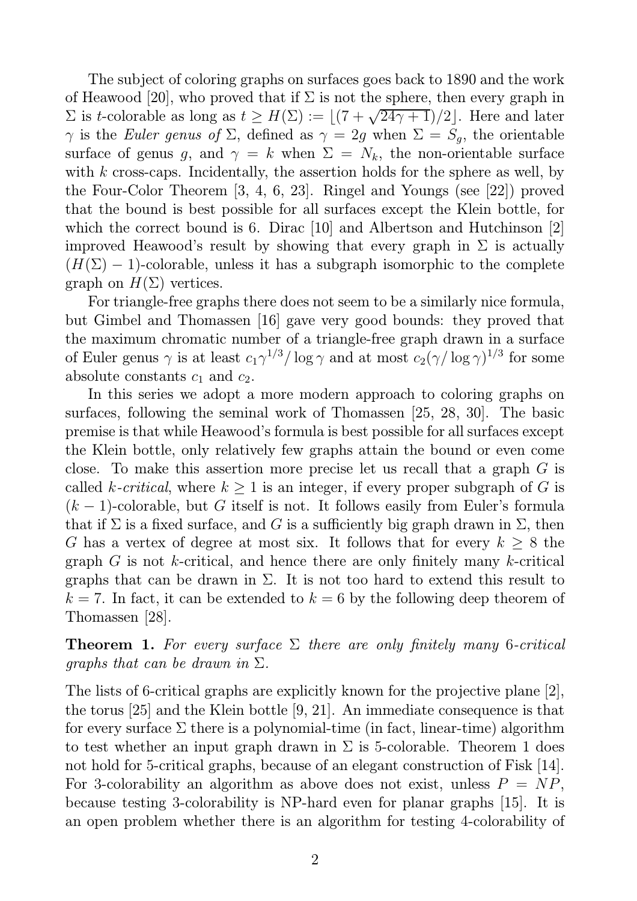The subject of coloring graphs on surfaces goes back to 1890 and the work of Heawood [20], who proved that if $\Sigma$ is not the sphere, then every graph in $\Sigma$ is $t$-colorable as long as $t \geq H(\Sigma) := \lfloor (7 + \sqrt{24\gamma + 1})/2 \rfloor$. Here and later $\gamma$ is the *Euler genus of* $\Sigma$, defined as $\gamma = 2g$ when $\Sigma = S_g$, the orientable surface of genus $g$, and $\gamma = k$ when $\Sigma = N_k$, the non-orientable surface with $k$ cross-caps. Incidentally, the assertion holds for the sphere as well, by the Four-Color Theorem [3, 4, 6, 23]. Ringel and Youngs (see [22]) proved that the bound is best possible for all surfaces except the Klein bottle, for which the correct bound is 6. Dirac [10] and Albertson and Hutchinson [2] improved Heawood's result by showing that every graph in $\Sigma$ is actually $(H(\Sigma) - 1)$-colorable, unless it has a subgraph isomorphic to the complete graph on $H(\Sigma)$ vertices.

For triangle-free graphs there does not seem to be a similarly nice formula, but Gimbel and Thomassen [16] gave very good bounds: they proved that the maximum chromatic number of a triangle-free graph drawn in a surface of Euler genus $\gamma$ is at least $c_1\gamma^{1/3}/\log \gamma$ and at most $c_2(\gamma/\log \gamma)^{1/3}$ for some absolute constants $c_1$ and $c_2$.

In this series we adopt a more modern approach to coloring graphs on surfaces, following the seminal work of Thomassen [25, 28, 30]. The basic premise is that while Heawood's formula is best possible for all surfaces except the Klein bottle, only relatively few graphs attain the bound or even come close. To make this assertion more precise let us recall that a graph $G$ is called *$k$-critical*, where $k \geq 1$ is an integer, if every proper subgraph of $G$ is $(k-1)$-colorable, but $G$ itself is not. It follows easily from Euler's formula that if $\Sigma$ is a fixed surface, and $G$ is a sufficiently big graph drawn in $\Sigma$, then $G$ has a vertex of degree at most six. It follows that for every $k \geq 8$ the graph $G$ is not $k$-critical, and hence there are only finitely many $k$-critical graphs that can be drawn in $\Sigma$. It is not too hard to extend this result to $k = 7$. In fact, it can be extended to $k = 6$ by the following deep theorem of Thomassen [28].

**Theorem 1.** *For every surface $\Sigma$ there are only finitely many 6-critical graphs that can be drawn in $\Sigma$.*

The lists of 6-critical graphs are explicitly known for the projective plane [2], the torus [25] and the Klein bottle [9, 21]. An immediate consequence is that for every surface $\Sigma$ there is a polynomial-time (in fact, linear-time) algorithm to test whether an input graph drawn in $\Sigma$ is 5-colorable. Theorem 1 does not hold for 5-critical graphs, because of an elegant construction of Fisk [14]. For 3-colorability an algorithm as above does not exist, unless $P = NP$, because testing 3-colorability is NP-hard even for planar graphs [15]. It is an open problem whether there is an algorithm for testing 4-colorability of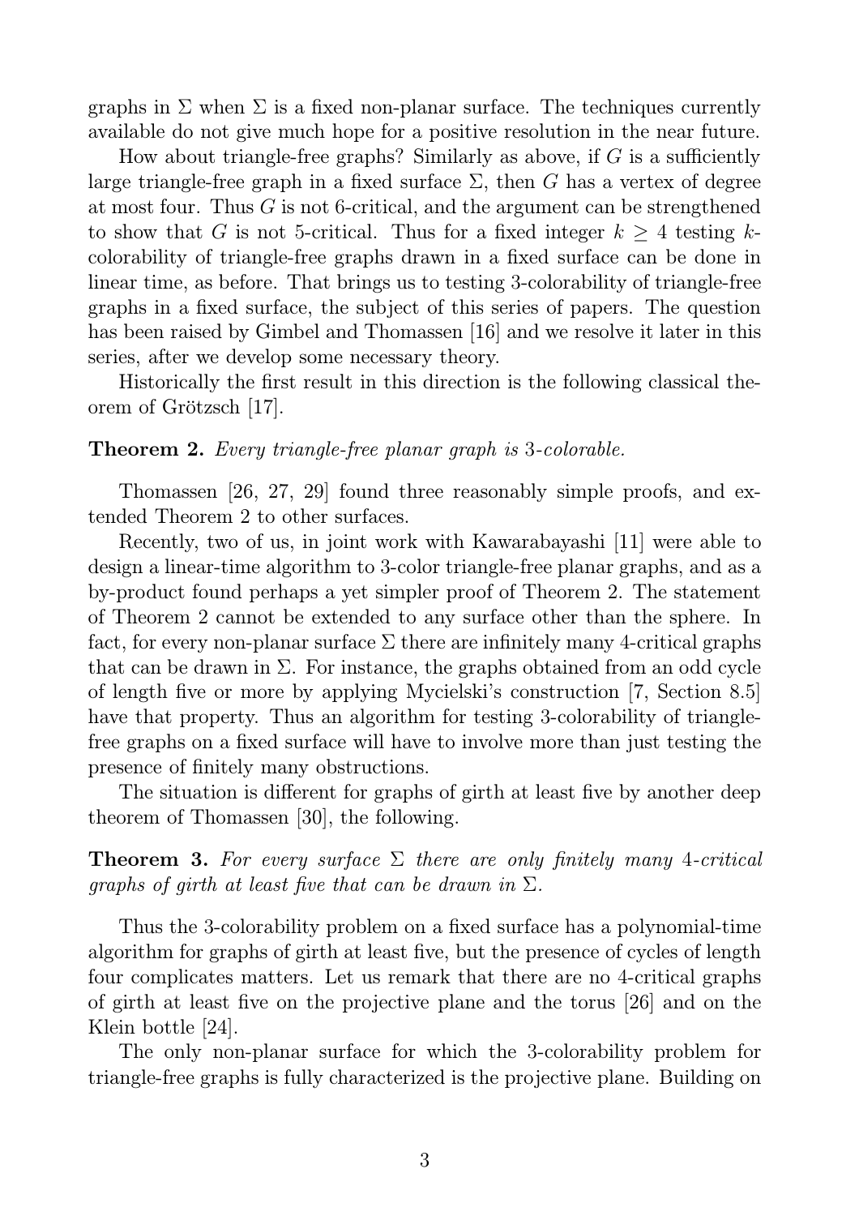graphs in $\Sigma$ when $\Sigma$ is a fixed non-planar surface. The techniques currently available do not give much hope for a positive resolution in the near future.

How about triangle-free graphs? Similarly as above, if $G$ is a sufficiently large triangle-free graph in a fixed surface $\Sigma$, then $G$ has a vertex of degree at most four. Thus $G$ is not 6-critical, and the argument can be strengthened to show that $G$ is not 5-critical. Thus for a fixed integer $k \geq 4$ testing $k$-colorability of triangle-free graphs drawn in a fixed surface can be done in linear time, as before. That brings us to testing 3-colorability of triangle-free graphs in a fixed surface, the subject of this series of papers. The question has been raised by Gimbel and Thomassen [16] and we resolve it later in this series, after we develop some necessary theory.

Historically the first result in this direction is the following classical theorem of Grötzsch [17].

**Theorem 2.** *Every triangle-free planar graph is* 3*-colorable.*

Thomassen [26, 27, 29] found three reasonably simple proofs, and extended Theorem 2 to other surfaces.

Recently, two of us, in joint work with Kawarabayashi [11] were able to design a linear-time algorithm to 3-color triangle-free planar graphs, and as a by-product found perhaps a yet simpler proof of Theorem 2. The statement of Theorem 2 cannot be extended to any surface other than the sphere. In fact, for every non-planar surface $\Sigma$ there are infinitely many 4-critical graphs that can be drawn in $\Sigma$. For instance, the graphs obtained from an odd cycle of length five or more by applying Mycielski's construction [7, Section 8.5] have that property. Thus an algorithm for testing 3-colorability of triangle-free graphs on a fixed surface will have to involve more than just testing the presence of finitely many obstructions.

The situation is different for graphs of girth at least five by another deep theorem of Thomassen [30], the following.

**Theorem 3.** *For every surface* $\Sigma$ *there are only finitely many* 4*-critical graphs of girth at least five that can be drawn in* $\Sigma$*.*

Thus the 3-colorability problem on a fixed surface has a polynomial-time algorithm for graphs of girth at least five, but the presence of cycles of length four complicates matters. Let us remark that there are no 4-critical graphs of girth at least five on the projective plane and the torus [26] and on the Klein bottle [24].

The only non-planar surface for which the 3-colorability problem for triangle-free graphs is fully characterized is the projective plane. Building on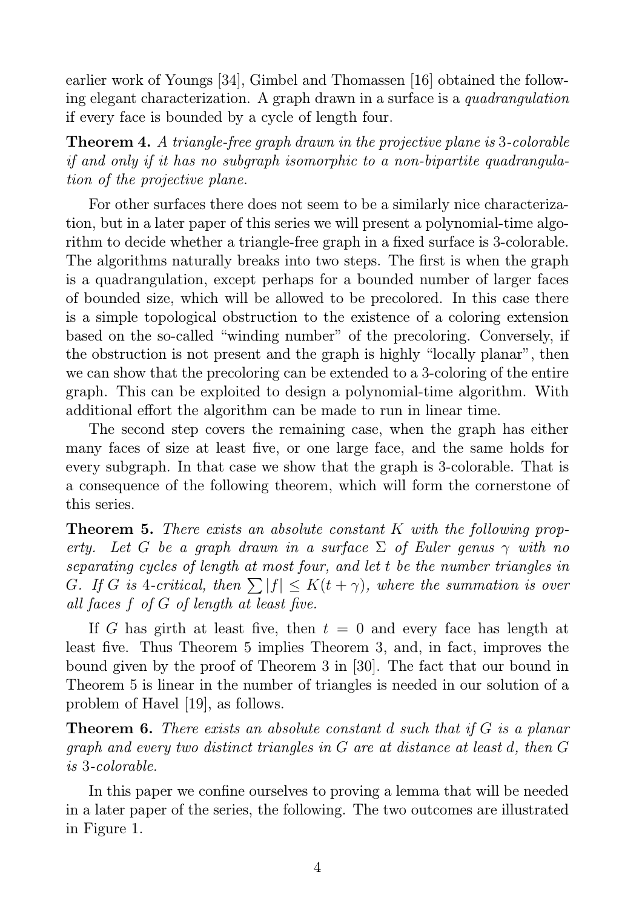earlier work of Youngs [34], Gimbel and Thomassen [16] obtained the following elegant characterization. A graph drawn in a surface is a *quadrangulation* if every face is bounded by a cycle of length four.

**Theorem 4.** *A triangle-free graph drawn in the projective plane is* 3*-colorable if and only if it has no subgraph isomorphic to a non-bipartite quadrangulation of the projective plane.*

For other surfaces there does not seem to be a similarly nice characterization, but in a later paper of this series we will present a polynomial-time algorithm to decide whether a triangle-free graph in a fixed surface is 3-colorable. The algorithms naturally breaks into two steps. The first is when the graph is a quadrangulation, except perhaps for a bounded number of larger faces of bounded size, which will be allowed to be precolored. In this case there is a simple topological obstruction to the existence of a coloring extension based on the so-called "winding number" of the precoloring. Conversely, if the obstruction is not present and the graph is highly "locally planar", then we can show that the precoloring can be extended to a 3-coloring of the entire graph. This can be exploited to design a polynomial-time algorithm. With additional effort the algorithm can be made to run in linear time.

The second step covers the remaining case, when the graph has either many faces of size at least five, or one large face, and the same holds for every subgraph. In that case we show that the graph is 3-colorable. That is a consequence of the following theorem, which will form the cornerstone of this series.

**Theorem 5.** *There exists an absolute constant $K$ with the following property. Let $G$ be a graph drawn in a surface $\Sigma$ of Euler genus $\gamma$ with no separating cycles of length at most four, and let $t$ be the number triangles in $G$. If $G$ is* 4*-critical, then $\sum |f| \leq K(t+\gamma)$, where the summation is over all faces $f$ of $G$ of length at least five.*

If $G$ has girth at least five, then $t = 0$ and every face has length at least five. Thus Theorem 5 implies Theorem 3, and, in fact, improves the bound given by the proof of Theorem 3 in [30]. The fact that our bound in Theorem 5 is linear in the number of triangles is needed in our solution of a problem of Havel [19], as follows.

**Theorem 6.** *There exists an absolute constant $d$ such that if $G$ is a planar graph and every two distinct triangles in $G$ are at distance at least $d$, then $G$ is* 3*-colorable.*

In this paper we confine ourselves to proving a lemma that will be needed in a later paper of the series, the following. The two outcomes are illustrated in Figure 1.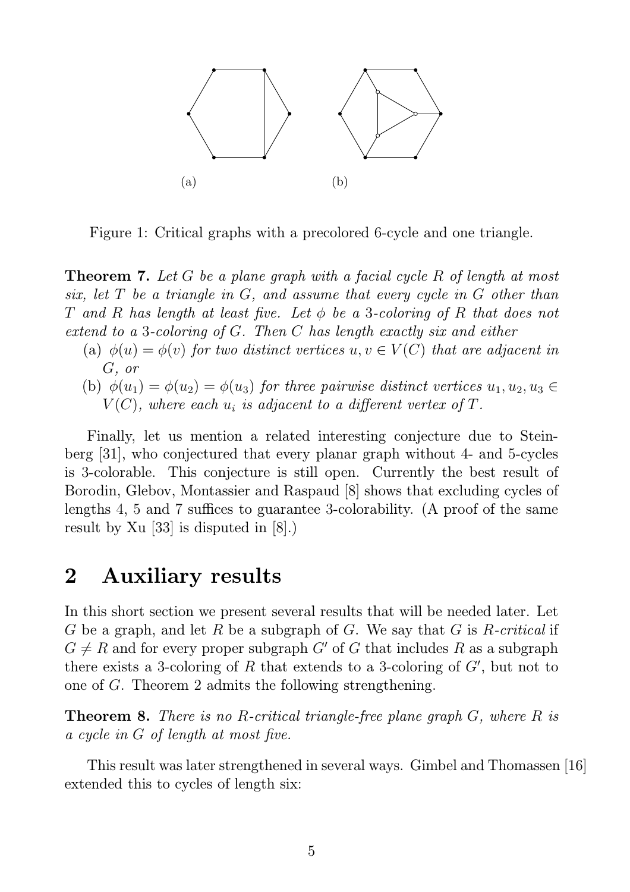(a) (b)

Figure 1: Critical graphs with a precolored 6-cycle and one triangle.

**Theorem 7.** *Let $G$ be a plane graph with a facial cycle $R$ of length at most six, let $T$ be a triangle in $G$, and assume that every cycle in $G$ other than $T$ and $R$ has length at least five. Let $\phi$ be a 3-coloring of $R$ that does not extend to a 3-coloring of $G$. Then $C$ has length exactly six and either*

- (a) *$\phi(u) = \phi(v)$ for two distinct vertices $u, v \in V(C)$ that are adjacent in $G$, or*
- (b) *$\phi(u_1) = \phi(u_2) = \phi(u_3)$ for three pairwise distinct vertices $u_1, u_2, u_3 \in V(C)$, where each $u_i$ is adjacent to a different vertex of $T$.*

Finally, let us mention a related interesting conjecture due to Steinberg [31], who conjectured that every planar graph without 4- and 5-cycles is 3-colorable. This conjecture is still open. Currently the best result of Borodin, Glebov, Montassier and Raspaud [8] shows that excluding cycles of lengths 4, 5 and 7 suffices to guarantee 3-colorability. (A proof of the same result by Xu [33] is disputed in [8].)

## 2 Auxiliary results

In this short section we present several results that will be needed later. Let $G$ be a graph, and let $R$ be a subgraph of $G$. We say that $G$ is *$R$-critical* if $G \neq R$ and for every proper subgraph $G'$ of $G$ that includes $R$ as a subgraph there exists a 3-coloring of $R$ that extends to a 3-coloring of $G'$, but not to one of $G$. Theorem 2 admits the following strengthening.

**Theorem 8.** *There is no $R$-critical triangle-free plane graph $G$, where $R$ is a cycle in $G$ of length at most five.*

This result was later strengthened in several ways. Gimbel and Thomassen [16] extended this to cycles of length six: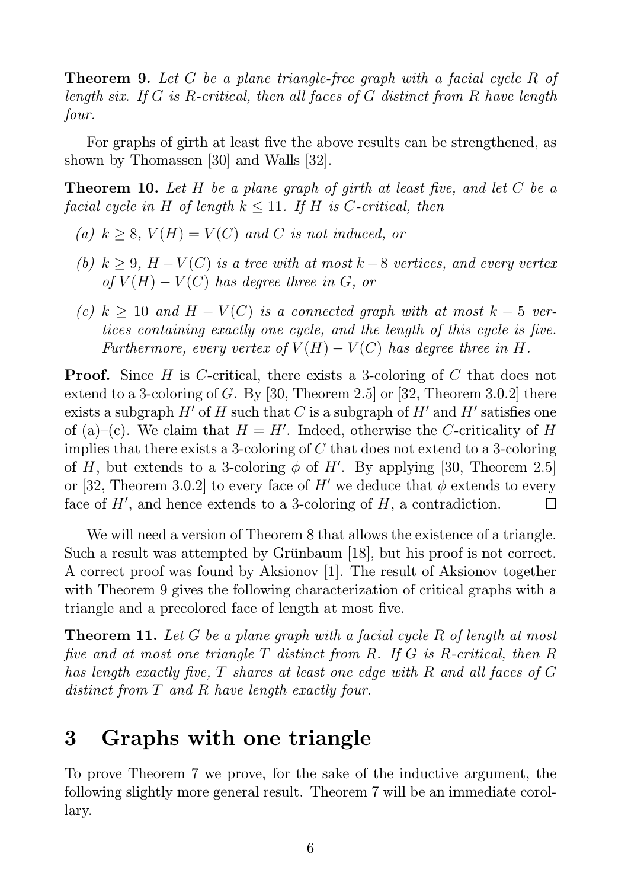**Theorem 9.** *Let $G$ be a plane triangle-free graph with a facial cycle $R$ of length six. If $G$ is $R$-critical, then all faces of $G$ distinct from $R$ have length four.*

For graphs of girth at least five the above results can be strengthened, as shown by Thomassen [30] and Walls [32].

**Theorem 10.** *Let $H$ be a plane graph of girth at least five, and let $C$ be a facial cycle in $H$ of length $k \leq 11$. If $H$ is $C$-critical, then*

- *(a) $k \geq 8$, $V(H) = V(C)$ and $C$ is not induced, or*
- *(b) $k \geq 9$, $H - V(C)$ is a tree with at most $k - 8$ vertices, and every vertex of $V(H) - V(C)$ has degree three in $G$, or*
- *(c) $k \geq 10$ and $H - V(C)$ is a connected graph with at most $k - 5$ vertices containing exactly one cycle, and the length of this cycle is five. Furthermore, every vertex of $V(H) - V(C)$ has degree three in $H$.*

**Proof.** Since $H$ is $C$-critical, there exists a 3-coloring of $C$ that does not extend to a 3-coloring of $G$. By [30, Theorem 2.5] or [32, Theorem 3.0.2] there exists a subgraph $H'$ of $H$ such that $C$ is a subgraph of $H'$ and $H'$ satisfies one of (a)–(c). We claim that $H = H'$. Indeed, otherwise the $C$-criticality of $H$ implies that there exists a 3-coloring of $C$ that does not extend to a 3-coloring of $H$, but extends to a 3-coloring $\phi$ of $H'$. By applying [30, Theorem 2.5] or [32, Theorem 3.0.2] to every face of $H'$ we deduce that $\phi$ extends to every face of $H'$, and hence extends to a 3-coloring of $H$, a contradiction. $\square$

We will need a version of Theorem 8 that allows the existence of a triangle. Such a result was attempted by Grünbaum [18], but his proof is not correct. A correct proof was found by Aksionov [1]. The result of Aksionov together with Theorem 9 gives the following characterization of critical graphs with a triangle and a precolored face of length at most five.

**Theorem 11.** *Let $G$ be a plane graph with a facial cycle $R$ of length at most five and at most one triangle $T$ distinct from $R$. If $G$ is $R$-critical, then $R$ has length exactly five, $T$ shares at least one edge with $R$ and all faces of $G$ distinct from $T$ and $R$ have length exactly four.*

# 3 Graphs with one triangle

To prove Theorem 7 we prove, for the sake of the inductive argument, the following slightly more general result. Theorem 7 will be an immediate corollary.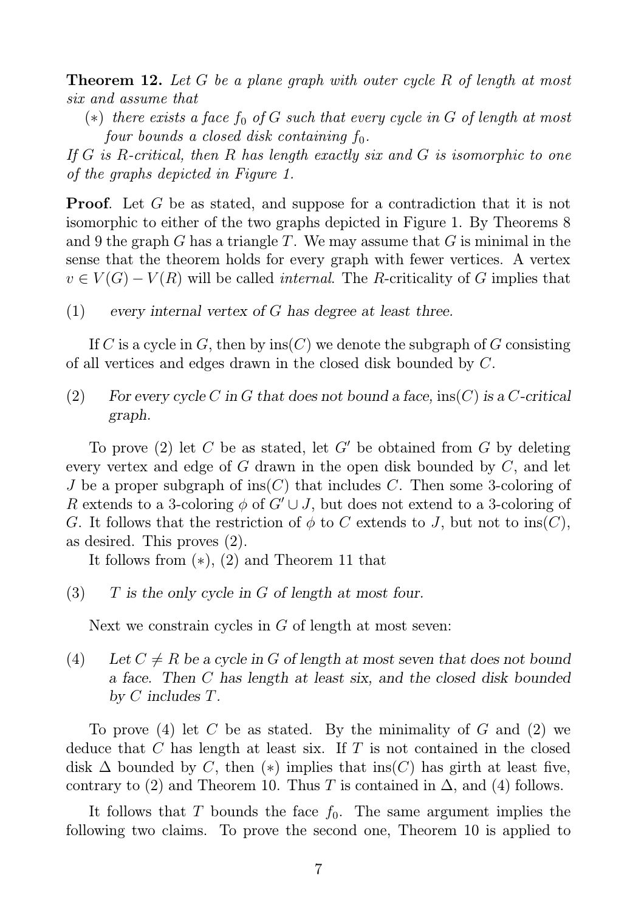**Theorem 12.** *Let $G$ be a plane graph with outer cycle $R$ of length at most six and assume that*

($*$) *there exists a face $f_0$ of $G$ such that every cycle in $G$ of length at most four bounds a closed disk containing $f_0$.*

*If $G$ is $R$-critical, then $R$ has length exactly six and $G$ is isomorphic to one of the graphs depicted in Figure 1.*

**Proof**. Let $G$ be as stated, and suppose for a contradiction that it is not isomorphic to either of the two graphs depicted in Figure 1. By Theorems 8 and 9 the graph $G$ has a triangle $T$. We may assume that $G$ is minimal in the sense that the theorem holds for every graph with fewer vertices. A vertex $v \in V(G) - V(R)$ will be called *internal*. The $R$-criticality of $G$ implies that

(1) *every internal vertex of $G$ has degree at least three.*

If $C$ is a cycle in $G$, then by $\text{ins}(C)$ we denote the subgraph of $G$ consisting of all vertices and edges drawn in the closed disk bounded by $C$.

(2) *For every cycle $C$ in $G$ that does not bound a face, $\text{ins}(C)$ is a $C$-critical graph.*

To prove (2) let $C$ be as stated, let $G'$ be obtained from $G$ by deleting every vertex and edge of $G$ drawn in the open disk bounded by $C$, and let $J$ be a proper subgraph of $\text{ins}(C)$ that includes $C$. Then some 3-coloring of $R$ extends to a 3-coloring $\phi$ of $G' \cup J$, but does not extend to a 3-coloring of $G$. It follows that the restriction of $\phi$ to $C$ extends to $J$, but not to $\text{ins}(C)$, as desired. This proves (2).

It follows from ($*$), (2) and Theorem 11 that

(3) *$T$ is the only cycle in $G$ of length at most four.*

Next we constrain cycles in $G$ of length at most seven:

(4) *Let $C \neq R$ be a cycle in $G$ of length at most seven that does not bound a face. Then $C$ has length at least six, and the closed disk bounded by $C$ includes $T$.*

To prove (4) let $C$ be as stated. By the minimality of $G$ and (2) we deduce that $C$ has length at least six. If $T$ is not contained in the closed disk $\Delta$ bounded by $C$, then ($*$) implies that $\text{ins}(C)$ has girth at least five, contrary to (2) and Theorem 10. Thus $T$ is contained in $\Delta$, and (4) follows.

It follows that $T$ bounds the face $f_0$. The same argument implies the following two claims. To prove the second one, Theorem 10 is applied to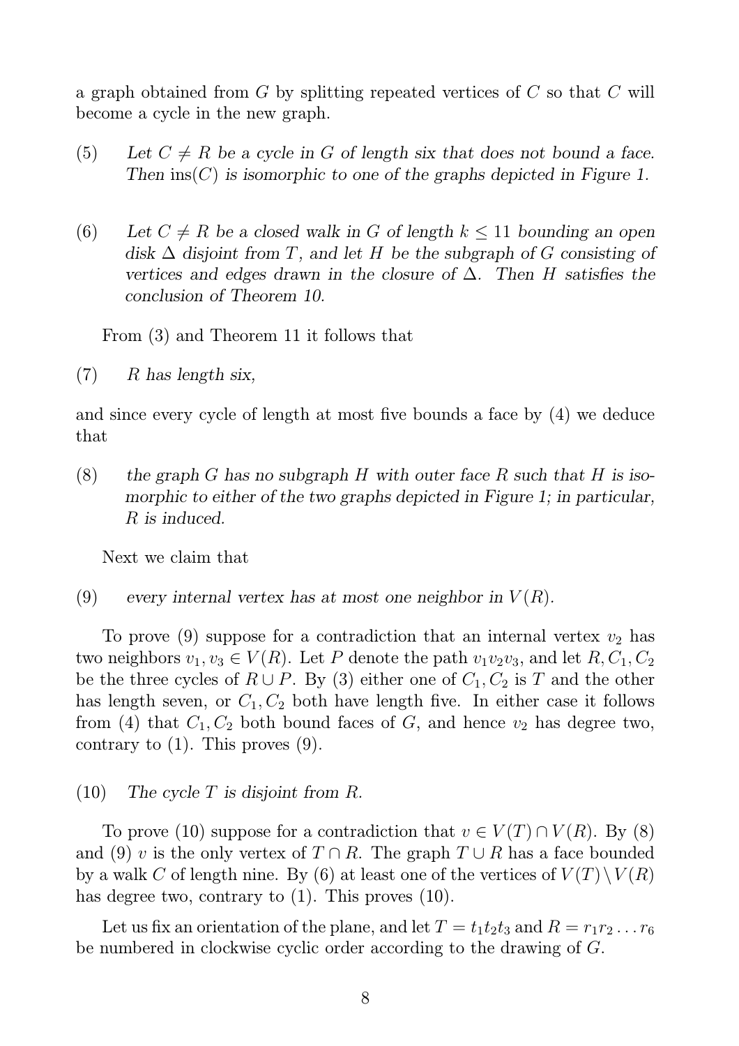a graph obtained from $G$ by splitting repeated vertices of $C$ so that $C$ will become a cycle in the new graph.

(5) *Let $C \neq R$ be a cycle in $G$ of length six that does not bound a face. Then* $\mathrm{ins}(C)$ *is isomorphic to one of the graphs depicted in Figure 1.*

(6) *Let $C \neq R$ be a closed walk in $G$ of length $k \leq 11$ bounding an open disk $\Delta$ disjoint from $T$, and let $H$ be the subgraph of $G$ consisting of vertices and edges drawn in the closure of $\Delta$. Then $H$ satisfies the conclusion of Theorem 10.*

From (3) and Theorem 11 it follows that

(7) *$R$ has length six,*

and since every cycle of length at most five bounds a face by (4) we deduce that

(8) *the graph $G$ has no subgraph $H$ with outer face $R$ such that $H$ is isomorphic to either of the two graphs depicted in Figure 1; in particular, $R$ is induced.*

Next we claim that

(9) *every internal vertex has at most one neighbor in $V(R)$.*

To prove (9) suppose for a contradiction that an internal vertex $v_2$ has two neighbors $v_1, v_3 \in V(R)$. Let $P$ denote the path $v_1v_2v_3$, and let $R, C_1, C_2$ be the three cycles of $R \cup P$. By (3) either one of $C_1, C_2$ is $T$ and the other has length seven, or $C_1, C_2$ both have length five. In either case it follows from (4) that $C_1, C_2$ both bound faces of $G$, and hence $v_2$ has degree two, contrary to (1). This proves (9).

(10) *The cycle $T$ is disjoint from $R$.*

To prove (10) suppose for a contradiction that $v \in V(T) \cap V(R)$. By (8) and (9) $v$ is the only vertex of $T \cap R$. The graph $T \cup R$ has a face bounded by a walk $C$ of length nine. By (6) at least one of the vertices of $V(T) \setminus V(R)$ has degree two, contrary to (1). This proves (10).

Let us fix an orientation of the plane, and let $T = t_1t_2t_3$ and $R = r_1r_2 \ldots r_6$ be numbered in clockwise cyclic order according to the drawing of $G$.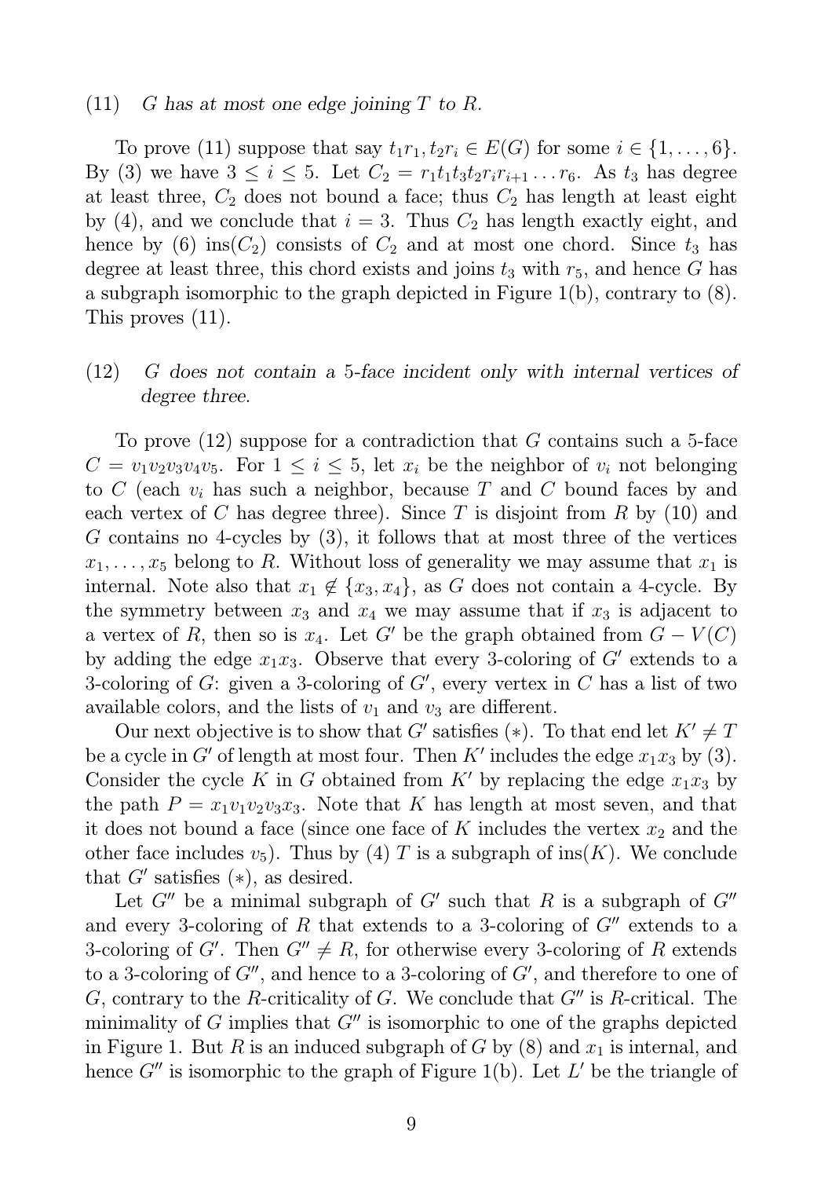(11) *$G$ has at most one edge joining $T$ to $R$.*

To prove (11) suppose that say $t_1r_1, t_2r_i \in E(G)$ for some $i \in \{1, \ldots, 6\}$. By (3) we have $3 \leq i \leq 5$. Let $C_2 = r_1t_1t_3t_2r_ir_{i+1}\ldots r_6$. As $t_3$ has degree at least three, $C_2$ does not bound a face; thus $C_2$ has length at least eight by (4), and we conclude that $i = 3$. Thus $C_2$ has length exactly eight, and hence by (6) $\text{ins}(C_2)$ consists of $C_2$ and at most one chord. Since $t_3$ has degree at least three, this chord exists and joins $t_3$ with $r_5$, and hence $G$ has a subgraph isomorphic to the graph depicted in Figure 1(b), contrary to (8). This proves (11).

(12) *$G$ does not contain a 5-face incident only with internal vertices of degree three.*

To prove (12) suppose for a contradiction that $G$ contains such a 5-face $C = v_1v_2v_3v_4v_5$. For $1 \leq i \leq 5$, let $x_i$ be the neighbor of $v_i$ not belonging to $C$ (each $v_i$ has such a neighbor, because $T$ and $C$ bound faces by and each vertex of $C$ has degree three). Since $T$ is disjoint from $R$ by (10) and $G$ contains no 4-cycles by (3), it follows that at most three of the vertices $x_1, \ldots, x_5$ belong to $R$. Without loss of generality we may assume that $x_1$ is internal. Note also that $x_1 \notin \{x_3, x_4\}$, as $G$ does not contain a 4-cycle. By the symmetry between $x_3$ and $x_4$ we may assume that if $x_3$ is adjacent to a vertex of $R$, then so is $x_4$. Let $G'$ be the graph obtained from $G - V(C)$ by adding the edge $x_1x_3$. Observe that every 3-coloring of $G'$ extends to a 3-coloring of $G$: given a 3-coloring of $G'$, every vertex in $C$ has a list of two available colors, and the lists of $v_1$ and $v_3$ are different.

Our next objective is to show that $G'$ satisfies $(*)$. To that end let $K' \neq T$ be a cycle in $G'$ of length at most four. Then $K'$ includes the edge $x_1x_3$ by (3). Consider the cycle $K$ in $G$ obtained from $K'$ by replacing the edge $x_1x_3$ by the path $P = x_1v_1v_2v_3x_3$. Note that $K$ has length at most seven, and that it does not bound a face (since one face of $K$ includes the vertex $x_2$ and the other face includes $v_5$). Thus by (4) $T$ is a subgraph of $\text{ins}(K)$. We conclude that $G'$ satisfies $(*)$, as desired.

Let $G''$ be a minimal subgraph of $G'$ such that $R$ is a subgraph of $G''$ and every 3-coloring of $R$ that extends to a 3-coloring of $G''$ extends to a 3-coloring of $G'$. Then $G'' \neq R$, for otherwise every 3-coloring of $R$ extends to a 3-coloring of $G''$, and hence to a 3-coloring of $G'$, and therefore to one of $G$, contrary to the $R$-criticality of $G$. We conclude that $G''$ is $R$-critical. The minimality of $G$ implies that $G''$ is isomorphic to one of the graphs depicted in Figure 1. But $R$ is an induced subgraph of $G$ by (8) and $x_1$ is internal, and hence $G''$ is isomorphic to the graph of Figure 1(b). Let $L'$ be the triangle of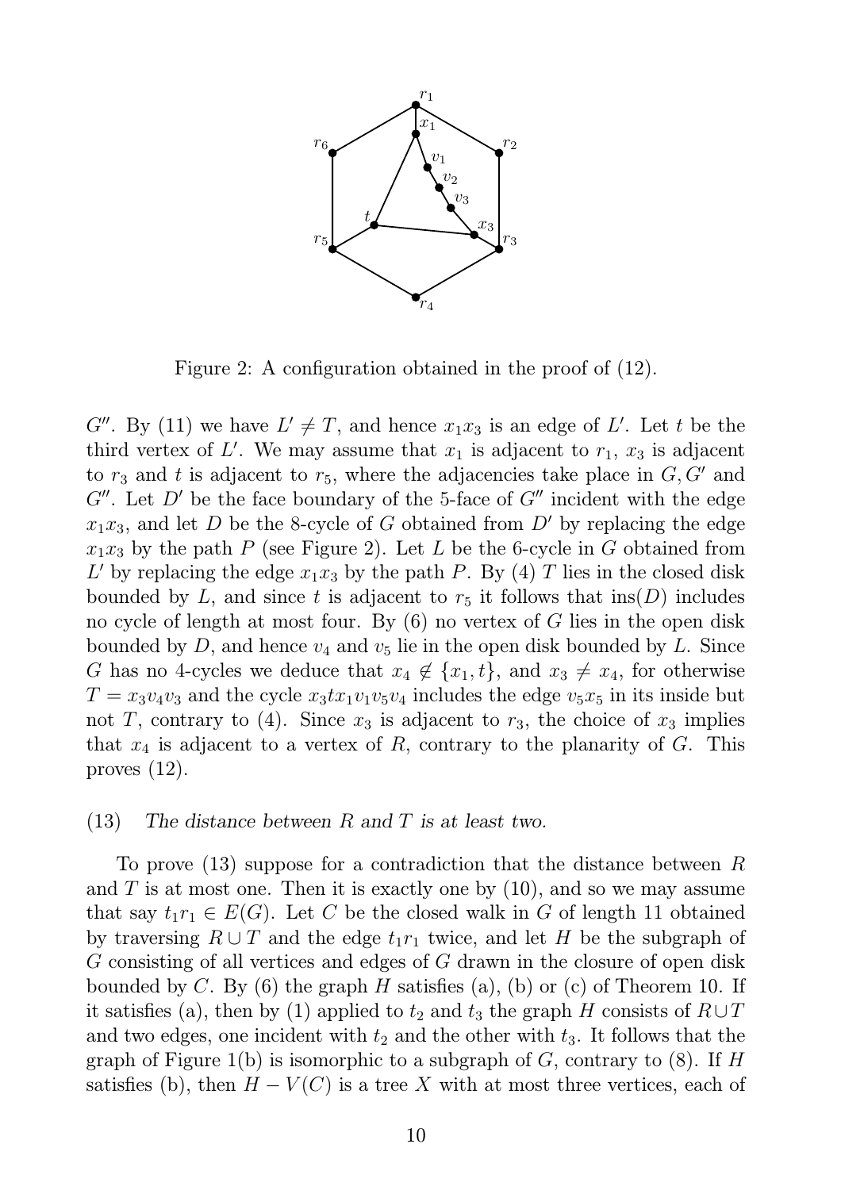Figure 2: A configuration obtained in the proof of (12).

$G''$. By (11) we have $L' \neq T$, and hence $x_1x_3$ is an edge of $L'$. Let $t$ be the third vertex of $L'$. We may assume that $x_1$ is adjacent to $r_1$, $x_3$ is adjacent to $r_3$ and $t$ is adjacent to $r_5$, where the adjacencies take place in $G, G'$ and $G''$. Let $D'$ be the face boundary of the 5-face of $G''$ incident with the edge $x_1x_3$, and let $D$ be the 8-cycle of $G$ obtained from $D'$ by replacing the edge $x_1x_3$ by the path $P$ (see Figure 2). Let $L$ be the 6-cycle in $G$ obtained from $L'$ by replacing the edge $x_1x_3$ by the path $P$. By (4) $T$ lies in the closed disk bounded by $L$, and since $t$ is adjacent to $r_5$ it follows that $\text{ins}(D)$ includes no cycle of length at most four. By (6) no vertex of $G$ lies in the open disk bounded by $D$, and hence $v_4$ and $v_5$ lie in the open disk bounded by $L$. Since $G$ has no 4-cycles we deduce that $x_4 \notin \{x_1, t\}$, and $x_3 \neq x_4$, for otherwise $T = x_3v_4v_3$ and the cycle $x_3tx_1v_1v_5v_4$ includes the edge $v_5x_5$ in its inside but not $T$, contrary to (4). Since $x_3$ is adjacent to $r_3$, the choice of $x_3$ implies that $x_4$ is adjacent to a vertex of $R$, contrary to the planarity of $G$. This proves (12).

(13) *The distance between $R$ and $T$ is at least two.*

To prove (13) suppose for a contradiction that the distance between $R$ and $T$ is at most one. Then it is exactly one by (10), and so we may assume that say $t_1r_1 \in E(G)$. Let $C$ be the closed walk in $G$ of length 11 obtained by traversing $R \cup T$ and the edge $t_1r_1$ twice, and let $H$ be the subgraph of $G$ consisting of all vertices and edges of $G$ drawn in the closure of open disk bounded by $C$. By (6) the graph $H$ satisfies (a), (b) or (c) of Theorem 10. If it satisfies (a), then by (1) applied to $t_2$ and $t_3$ the graph $H$ consists of $R \cup T$ and two edges, one incident with $t_2$ and the other with $t_3$. It follows that the graph of Figure 1(b) is isomorphic to a subgraph of $G$, contrary to (8). If $H$ satisfies (b), then $H - V(C)$ is a tree $X$ with at most three vertices, each of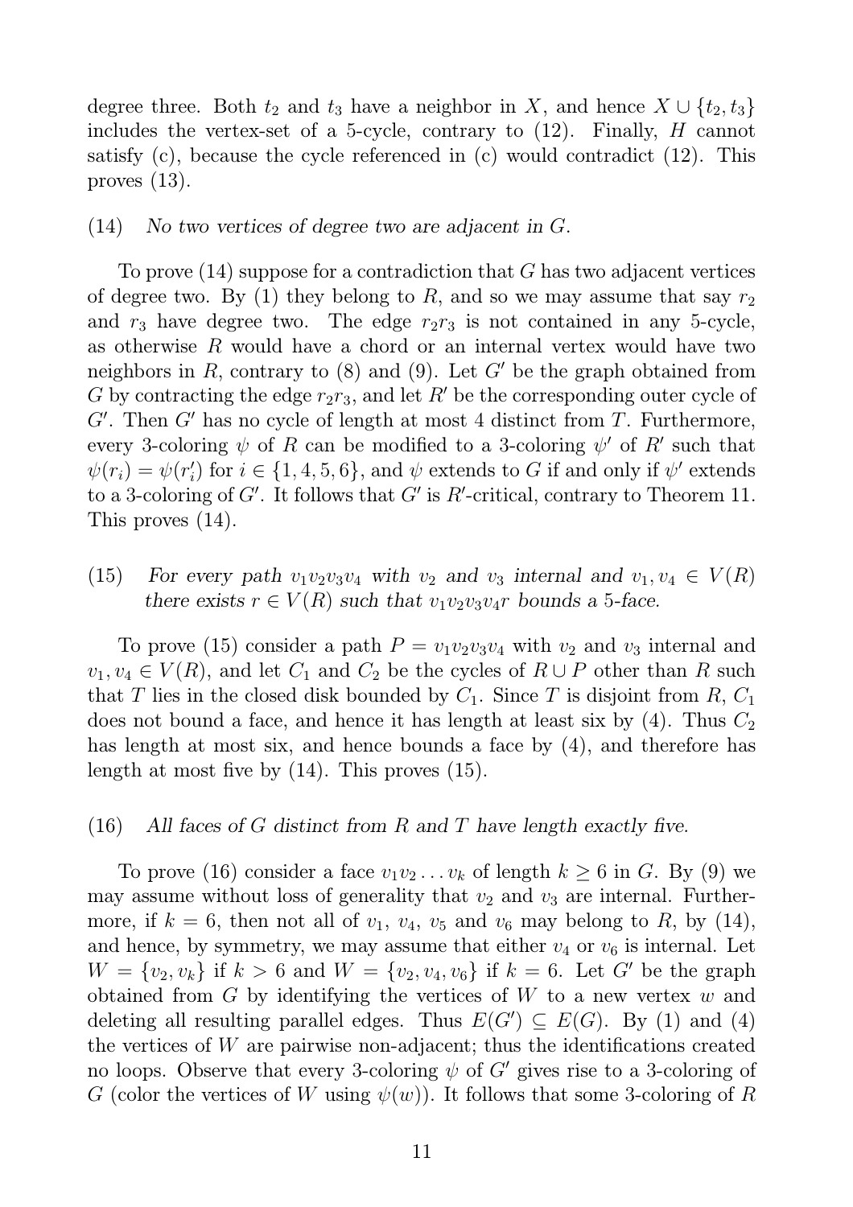degree three. Both $t_2$ and $t_3$ have a neighbor in $X$, and hence $X \cup \{t_2, t_3\}$ includes the vertex-set of a 5-cycle, contrary to (12). Finally, $H$ cannot satisfy (c), because the cycle referenced in (c) would contradict (12). This proves (13).

(14) *No two vertices of degree two are adjacent in $G$.*

To prove (14) suppose for a contradiction that $G$ has two adjacent vertices of degree two. By (1) they belong to $R$, and so we may assume that say $r_2$ and $r_3$ have degree two. The edge $r_2r_3$ is not contained in any 5-cycle, as otherwise $R$ would have a chord or an internal vertex would have two neighbors in $R$, contrary to (8) and (9). Let $G'$ be the graph obtained from $G$ by contracting the edge $r_2r_3$, and let $R'$ be the corresponding outer cycle of $G'$. Then $G'$ has no cycle of length at most 4 distinct from $T$. Furthermore, every 3-coloring $\psi$ of $R$ can be modified to a 3-coloring $\psi'$ of $R'$ such that $\psi(r_i) = \psi(r_i')$ for $i \in \{1, 4, 5, 6\}$, and $\psi$ extends to $G$ if and only if $\psi'$ extends to a 3-coloring of $G'$. It follows that $G'$ is $R'$-critical, contrary to Theorem 11. This proves (14).

(15) *For every path $v_1v_2v_3v_4$ with $v_2$ and $v_3$ internal and $v_1, v_4 \in V(R)$ there exists $r \in V(R)$ such that $v_1v_2v_3v_4r$ bounds a 5-face.*

To prove (15) consider a path $P = v_1v_2v_3v_4$ with $v_2$ and $v_3$ internal and $v_1, v_4 \in V(R)$, and let $C_1$ and $C_2$ be the cycles of $R \cup P$ other than $R$ such that $T$ lies in the closed disk bounded by $C_1$. Since $T$ is disjoint from $R$, $C_1$ does not bound a face, and hence it has length at least six by (4). Thus $C_2$ has length at most six, and hence bounds a face by (4), and therefore has length at most five by (14). This proves (15).

(16) *All faces of $G$ distinct from $R$ and $T$ have length exactly five.*

To prove (16) consider a face $v_1v_2 \ldots v_k$ of length $k \geq 6$ in $G$. By (9) we may assume without loss of generality that $v_2$ and $v_3$ are internal. Furthermore, if $k = 6$, then not all of $v_1$, $v_4$, $v_5$ and $v_6$ may belong to $R$, by (14), and hence, by symmetry, we may assume that either $v_4$ or $v_6$ is internal. Let $W = \{v_2, v_k\}$ if $k > 6$ and $W = \{v_2, v_4, v_6\}$ if $k = 6$. Let $G'$ be the graph obtained from $G$ by identifying the vertices of $W$ to a new vertex $w$ and deleting all resulting parallel edges. Thus $E(G') \subseteq E(G)$. By (1) and (4) the vertices of $W$ are pairwise non-adjacent; thus the identifications created no loops. Observe that every 3-coloring $\psi$ of $G'$ gives rise to a 3-coloring of $G$ (color the vertices of $W$ using $\psi(w)$). It follows that some 3-coloring of $R$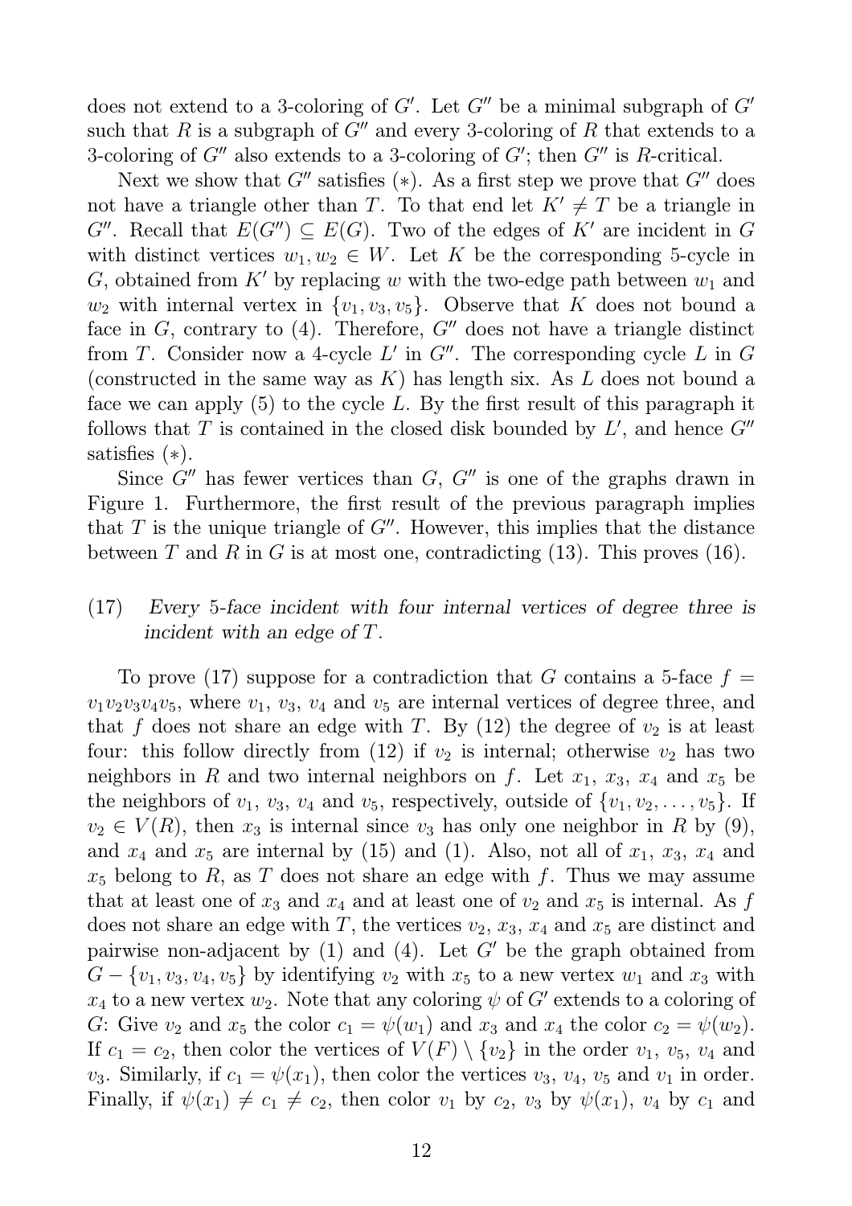does not extend to a 3-coloring of $G'$. Let $G''$ be a minimal subgraph of $G'$ such that $R$ is a subgraph of $G''$ and every 3-coloring of $R$ that extends to a 3-coloring of $G''$ also extends to a 3-coloring of $G'$; then $G''$ is $R$-critical.

Next we show that $G''$ satisfies $(*)$. As a first step we prove that $G''$ does not have a triangle other than $T$. To that end let $K' \neq T$ be a triangle in $G''$. Recall that $E(G'') \subseteq E(G)$. Two of the edges of $K'$ are incident in $G$ with distinct vertices $w_1, w_2 \in W$. Let $K$ be the corresponding 5-cycle in $G$, obtained from $K'$ by replacing $w$ with the two-edge path between $w_1$ and $w_2$ with internal vertex in $\{v_1, v_3, v_5\}$. Observe that $K$ does not bound a face in $G$, contrary to (4). Therefore, $G''$ does not have a triangle distinct from $T$. Consider now a 4-cycle $L'$ in $G''$. The corresponding cycle $L$ in $G$ (constructed in the same way as $K$) has length six. As $L$ does not bound a face we can apply (5) to the cycle $L$. By the first result of this paragraph it follows that $T$ is contained in the closed disk bounded by $L'$, and hence $G''$ satisfies $(*)$.

Since $G''$ has fewer vertices than $G$, $G''$ is one of the graphs drawn in Figure 1. Furthermore, the first result of the previous paragraph implies that $T$ is the unique triangle of $G''$. However, this implies that the distance between $T$ and $R$ in $G$ is at most one, contradicting (13). This proves (16).

(17) *Every 5-face incident with four internal vertices of degree three is incident with an edge of $T$.*

To prove (17) suppose for a contradiction that $G$ contains a 5-face $f = v_1v_2v_3v_4v_5$, where $v_1$, $v_3$, $v_4$ and $v_5$ are internal vertices of degree three, and that $f$ does not share an edge with $T$. By (12) the degree of $v_2$ is at least four: this follow directly from (12) if $v_2$ is internal; otherwise $v_2$ has two neighbors in $R$ and two internal neighbors on $f$. Let $x_1$, $x_3$, $x_4$ and $x_5$ be the neighbors of $v_1$, $v_3$, $v_4$ and $v_5$, respectively, outside of $\{v_1, v_2, \ldots, v_5\}$. If $v_2 \in V(R)$, then $x_3$ is internal since $v_3$ has only one neighbor in $R$ by (9), and $x_4$ and $x_5$ are internal by (15) and (1). Also, not all of $x_1$, $x_3$, $x_4$ and $x_5$ belong to $R$, as $T$ does not share an edge with $f$. Thus we may assume that at least one of $x_3$ and $x_4$ and at least one of $v_2$ and $x_5$ is internal. As $f$ does not share an edge with $T$, the vertices $v_2$, $x_3$, $x_4$ and $x_5$ are distinct and pairwise non-adjacent by (1) and (4). Let $G'$ be the graph obtained from $G - \{v_1, v_3, v_4, v_5\}$ by identifying $v_2$ with $x_5$ to a new vertex $w_1$ and $x_3$ with $x_4$ to a new vertex $w_2$. Note that any coloring $\psi$ of $G'$ extends to a coloring of $G$: Give $v_2$ and $x_5$ the color $c_1 = \psi(w_1)$ and $x_3$ and $x_4$ the color $c_2 = \psi(w_2)$. If $c_1 = c_2$, then color the vertices of $V(F) \setminus \{v_2\}$ in the order $v_1$, $v_5$, $v_4$ and $v_3$. Similarly, if $c_1 = \psi(x_1)$, then color the vertices $v_3$, $v_4$, $v_5$ and $v_1$ in order. Finally, if $\psi(x_1) \neq c_1 \neq c_2$, then color $v_1$ by $c_2$, $v_3$ by $\psi(x_1)$, $v_4$ by $c_1$ and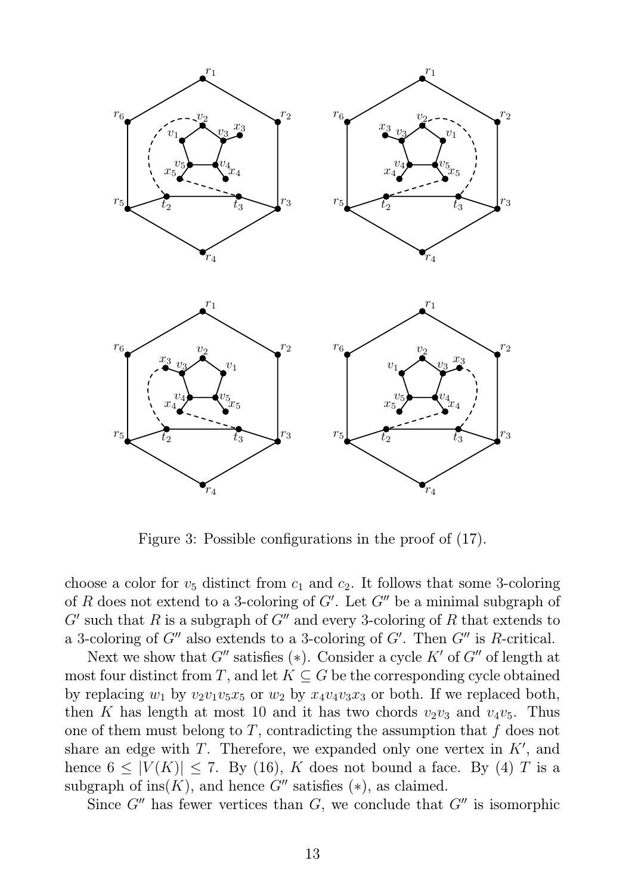Figure 3: Possible configurations in the proof of (17).

choose a color for $v_5$ distinct from $c_1$ and $c_2$. It follows that some 3-coloring of $R$ does not extend to a 3-coloring of $G'$. Let $G''$ be a minimal subgraph of $G'$ such that $R$ is a subgraph of $G''$ and every 3-coloring of $R$ that extends to a 3-coloring of $G''$ also extends to a 3-coloring of $G'$. Then $G''$ is $R$-critical.

Next we show that $G''$ satisfies $(*)$. Consider a cycle $K'$ of $G''$ of length at most four distinct from $T$, and let $K \subseteq G$ be the corresponding cycle obtained by replacing $w_1$ by $v_2v_1v_5x_5$ or $w_2$ by $x_4v_4v_3x_3$ or both. If we replaced both, then $K$ has length at most 10 and it has two chords $v_2v_3$ and $v_4v_5$. Thus one of them must belong to $T$, contradicting the assumption that $f$ does not share an edge with $T$. Therefore, we expanded only one vertex in $K'$, and hence $6 \leq |V(K)| \leq 7$. By (16), $K$ does not bound a face. By (4) $T$ is a subgraph of $\mathrm{ins}(K)$, and hence $G''$ satisfies $(*)$, as claimed.

Since $G''$ has fewer vertices than $G$, we conclude that $G''$ is isomorphic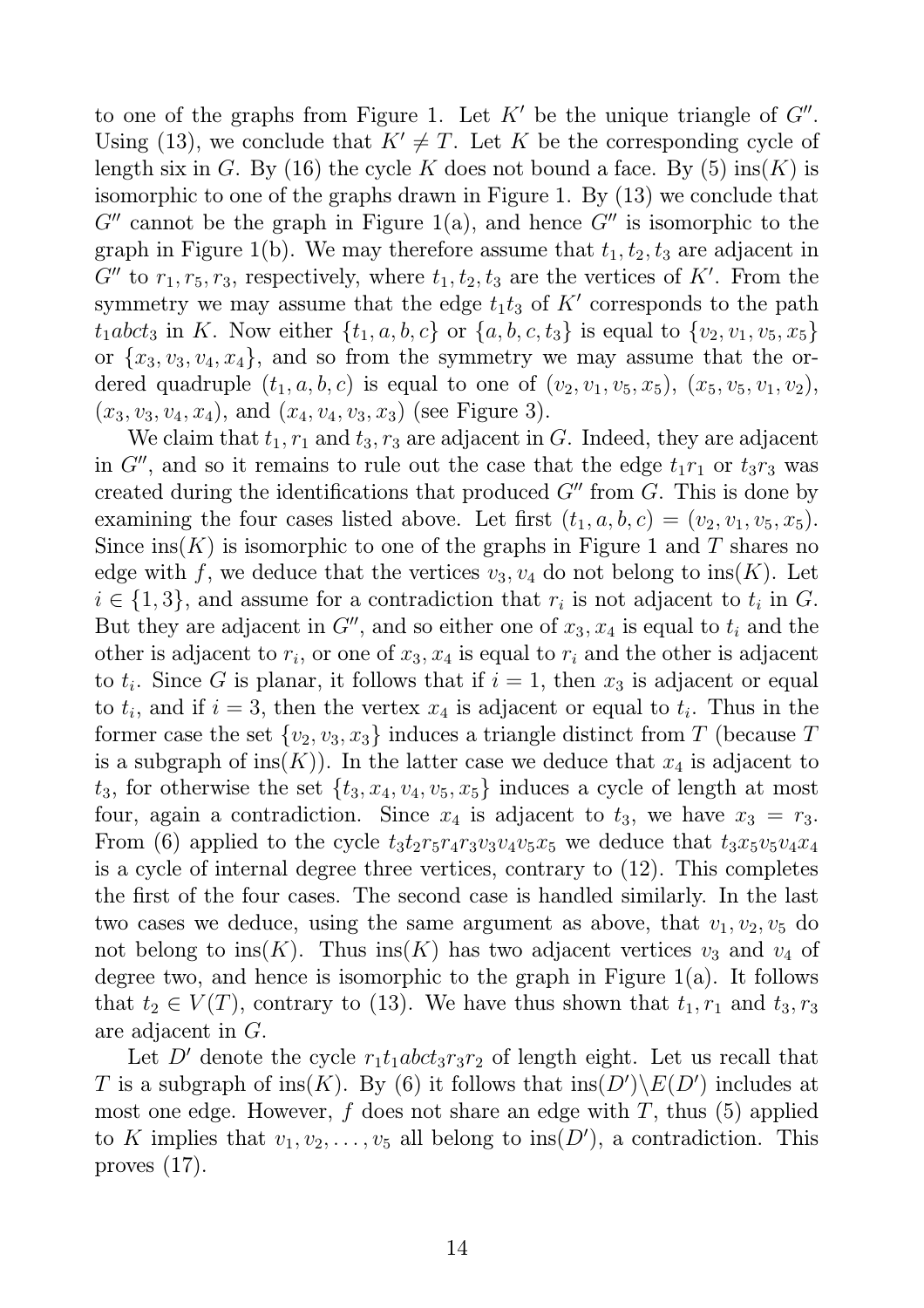to one of the graphs from Figure 1. Let $K'$ be the unique triangle of $G''$. Using (13), we conclude that $K' \neq T$. Let $K$ be the corresponding cycle of length six in $G$. By (16) the cycle $K$ does not bound a face. By (5) $\text{ins}(K)$ is isomorphic to one of the graphs drawn in Figure 1. By (13) we conclude that $G''$ cannot be the graph in Figure 1(a), and hence $G''$ is isomorphic to the graph in Figure 1(b). We may therefore assume that $t_1, t_2, t_3$ are adjacent in $G''$ to $r_1, r_5, r_3$, respectively, where $t_1, t_2, t_3$ are the vertices of $K'$. From the symmetry we may assume that the edge $t_1t_3$ of $K'$ corresponds to the path $t_1abct_3$ in $K$. Now either $\{t_1, a, b, c\}$ or $\{a, b, c, t_3\}$ is equal to $\{v_2, v_1, v_5, x_5\}$ or $\{x_3, v_3, v_4, x_4\}$, and so from the symmetry we may assume that the ordered quadruple $(t_1, a, b, c)$ is equal to one of $(v_2, v_1, v_5, x_5)$, $(x_5, v_5, v_1, v_2)$, $(x_3, v_3, v_4, x_4)$, and $(x_4, v_4, v_3, x_3)$ (see Figure 3).

We claim that $t_1, r_1$ and $t_3, r_3$ are adjacent in $G$. Indeed, they are adjacent in $G''$, and so it remains to rule out the case that the edge $t_1r_1$ or $t_3r_3$ was created during the identifications that produced $G''$ from $G$. This is done by examining the four cases listed above. Let first $(t_1, a, b, c) = (v_2, v_1, v_5, x_5)$. Since $\text{ins}(K)$ is isomorphic to one of the graphs in Figure 1 and $T$ shares no edge with $f$, we deduce that the vertices $v_3, v_4$ do not belong to $\text{ins}(K)$. Let $i \in \{1, 3\}$, and assume for a contradiction that $r_i$ is not adjacent to $t_i$ in $G$. But they are adjacent in $G''$, and so either one of $x_3, x_4$ is equal to $t_i$ and the other is adjacent to $r_i$, or one of $x_3, x_4$ is equal to $r_i$ and the other is adjacent to $t_i$. Since $G$ is planar, it follows that if $i = 1$, then $x_3$ is adjacent or equal to $t_i$, and if $i = 3$, then the vertex $x_4$ is adjacent or equal to $t_i$. Thus in the former case the set $\{v_2, v_3, x_3\}$ induces a triangle distinct from $T$ (because $T$ is a subgraph of $\text{ins}(K)$). In the latter case we deduce that $x_4$ is adjacent to $t_3$, for otherwise the set $\{t_3, x_4, v_4, v_5, x_5\}$ induces a cycle of length at most four, again a contradiction. Since $x_4$ is adjacent to $t_3$, we have $x_3 = r_3$. From (6) applied to the cycle $t_3t_2r_5r_4r_3v_3v_4v_5x_5$ we deduce that $t_3x_5v_5v_4x_4$ is a cycle of internal degree three vertices, contrary to (12). This completes the first of the four cases. The second case is handled similarly. In the last two cases we deduce, using the same argument as above, that $v_1, v_2, v_5$ do not belong to $\text{ins}(K)$. Thus $\text{ins}(K)$ has two adjacent vertices $v_3$ and $v_4$ of degree two, and hence is isomorphic to the graph in Figure 1(a). It follows that $t_2 \in V(T)$, contrary to (13). We have thus shown that $t_1, r_1$ and $t_3, r_3$ are adjacent in $G$.

Let $D'$ denote the cycle $r_1t_1abct_3r_3r_2$ of length eight. Let us recall that $T$ is a subgraph of $\text{ins}(K)$. By (6) it follows that $\text{ins}(D') \setminus E(D')$ includes at most one edge. However, $f$ does not share an edge with $T$, thus (5) applied to $K$ implies that $v_1, v_2, \ldots, v_5$ all belong to $\text{ins}(D')$, a contradiction. This proves (17).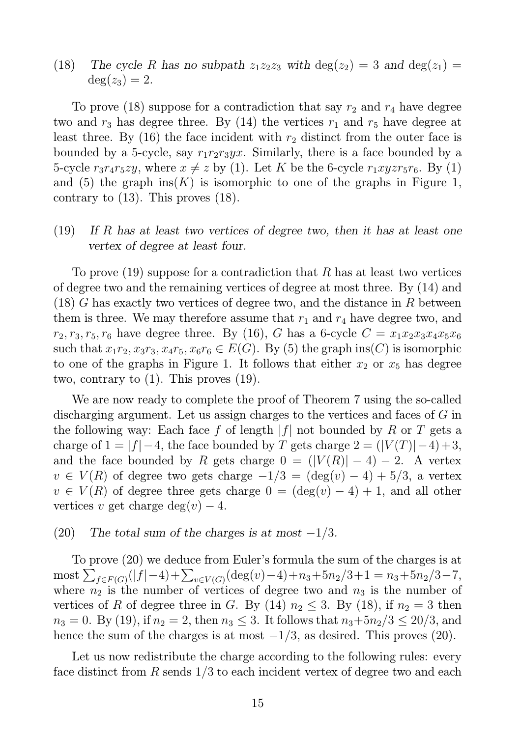(18) *The cycle $R$ has no subpath $z_1z_2z_3$ with $\deg(z_2) = 3$ and $\deg(z_1) = \deg(z_3) = 2$.*

To prove (18) suppose for a contradiction that say $r_2$ and $r_4$ have degree two and $r_3$ has degree three. By (14) the vertices $r_1$ and $r_5$ have degree at least three. By (16) the face incident with $r_2$ distinct from the outer face is bounded by a 5-cycle, say $r_1r_2r_3yx$. Similarly, there is a face bounded by a 5-cycle $r_3r_4r_5zy$, where $x \neq z$ by (1). Let $K$ be the 6-cycle $r_1xyzr_5r_6$. By (1) and (5) the graph $\mathrm{ins}(K)$ is isomorphic to one of the graphs in Figure 1, contrary to (13). This proves (18).

(19) *If $R$ has at least two vertices of degree two, then it has at least one vertex of degree at least four.*

To prove (19) suppose for a contradiction that $R$ has at least two vertices of degree two and the remaining vertices of degree at most three. By (14) and (18) $G$ has exactly two vertices of degree two, and the distance in $R$ between them is three. We may therefore assume that $r_1$ and $r_4$ have degree two, and $r_2, r_3, r_5, r_6$ have degree three. By (16), $G$ has a 6-cycle $C = x_1x_2x_3x_4x_5x_6$ such that $x_1r_2, x_3r_3, x_4r_5, x_6r_6 \in E(G)$. By (5) the graph $\mathrm{ins}(C)$ is isomorphic to one of the graphs in Figure 1. It follows that either $x_2$ or $x_5$ has degree two, contrary to (1). This proves (19).

We are now ready to complete the proof of Theorem 7 using the so-called discharging argument. Let us assign charges to the vertices and faces of $G$ in the following way: Each face $f$ of length $|f|$ not bounded by $R$ or $T$ gets a charge of $1 = |f| - 4$, the face bounded by $T$ gets charge $2 = (|V(T)| - 4) + 3$, and the face bounded by $R$ gets charge $0 = (|V(R)| - 4) - 2$. A vertex $v \in V(R)$ of degree two gets charge $-1/3 = (\deg(v) - 4) + 5/3$, a vertex $v \in V(R)$ of degree three gets charge $0 = (\deg(v) - 4) + 1$, and all other vertices $v$ get charge $\deg(v) - 4$.

(20) *The total sum of the charges is at most $-1/3$.*

To prove (20) we deduce from Euler's formula the sum of the charges is at most $\sum_{f \in F(G)}(|f| - 4) + \sum_{v \in V(G)}(\deg(v) - 4) + n_3 + 5n_2/3 + 1 = n_3 + 5n_2/3 - 7$, where $n_2$ is the number of vertices of degree two and $n_3$ is the number of vertices of $R$ of degree three in $G$. By (14) $n_2 \leq 3$. By (18), if $n_2 = 3$ then $n_3 = 0$. By (19), if $n_2 = 2$, then $n_3 \leq 3$. It follows that $n_3 + 5n_2/3 \leq 20/3$, and hence the sum of the charges is at most $-1/3$, as desired. This proves (20).

Let us now redistribute the charge according to the following rules: every face distinct from $R$ sends $1/3$ to each incident vertex of degree two and each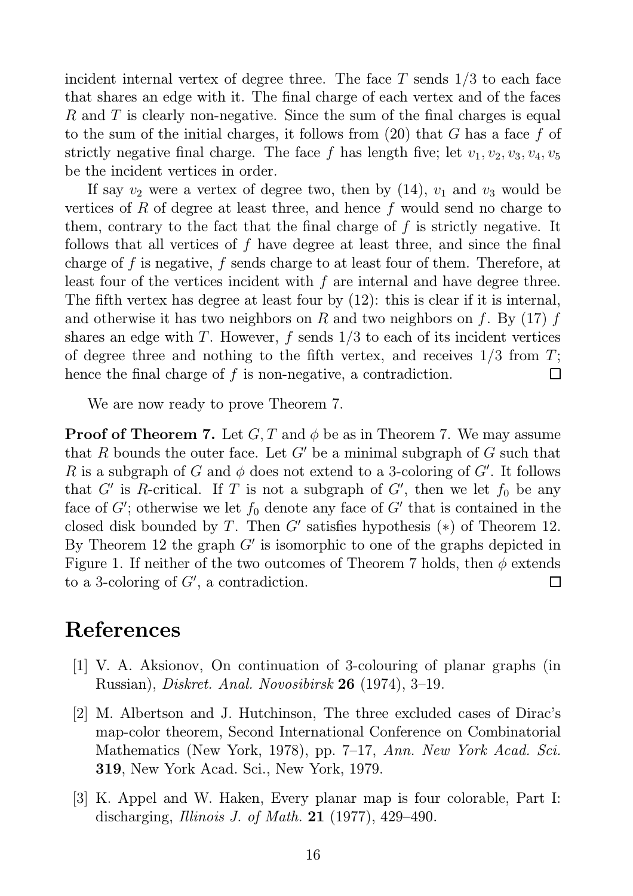incident internal vertex of degree three. The face $T$ sends $1/3$ to each face that shares an edge with it. The final charge of each vertex and of the faces $R$ and $T$ is clearly non-negative. Since the sum of the final charges is equal to the sum of the initial charges, it follows from (20) that $G$ has a face $f$ of strictly negative final charge. The face $f$ has length five; let $v_1, v_2, v_3, v_4, v_5$ be the incident vertices in order.

If say $v_2$ were a vertex of degree two, then by (14), $v_1$ and $v_3$ would be vertices of $R$ of degree at least three, and hence $f$ would send no charge to them, contrary to the fact that the final charge of $f$ is strictly negative. It follows that all vertices of $f$ have degree at least three, and since the final charge of $f$ is negative, $f$ sends charge to at least four of them. Therefore, at least four of the vertices incident with $f$ are internal and have degree three. The fifth vertex has degree at least four by (12): this is clear if it is internal, and otherwise it has two neighbors on $R$ and two neighbors on $f$. By (17) $f$ shares an edge with $T$. However, $f$ sends $1/3$ to each of its incident vertices of degree three and nothing to the fifth vertex, and receives $1/3$ from $T$; hence the final charge of $f$ is non-negative, a contradiction. □

We are now ready to prove Theorem 7.

**Proof of Theorem 7.** Let $G, T$ and $\phi$ be as in Theorem 7. We may assume that $R$ bounds the outer face. Let $G'$ be a minimal subgraph of $G$ such that $R$ is a subgraph of $G$ and $\phi$ does not extend to a 3-coloring of $G'$. It follows that $G'$ is $R$-critical. If $T$ is not a subgraph of $G'$, then we let $f_0$ be any face of $G'$; otherwise we let $f_0$ denote any face of $G'$ that is contained in the closed disk bounded by $T$. Then $G'$ satisfies hypothesis $(*)$ of Theorem 12. By Theorem 12 the graph $G'$ is isomorphic to one of the graphs depicted in Figure 1. If neither of the two outcomes of Theorem 7 holds, then $\phi$ extends to a 3-coloring of $G'$, a contradiction. □

# References

[1] V. A. Aksionov, On continuation of 3-colouring of planar graphs (in Russian), *Diskret. Anal. Novosibirsk* **26** (1974), 3–19.

[2] M. Albertson and J. Hutchinson, The three excluded cases of Dirac's map-color theorem, Second International Conference on Combinatorial Mathematics (New York, 1978), pp. 7–17, *Ann. New York Acad. Sci.* **319**, New York Acad. Sci., New York, 1979.

[3] K. Appel and W. Haken, Every planar map is four colorable, Part I: discharging, *Illinois J. of Math.* **21** (1977), 429–490.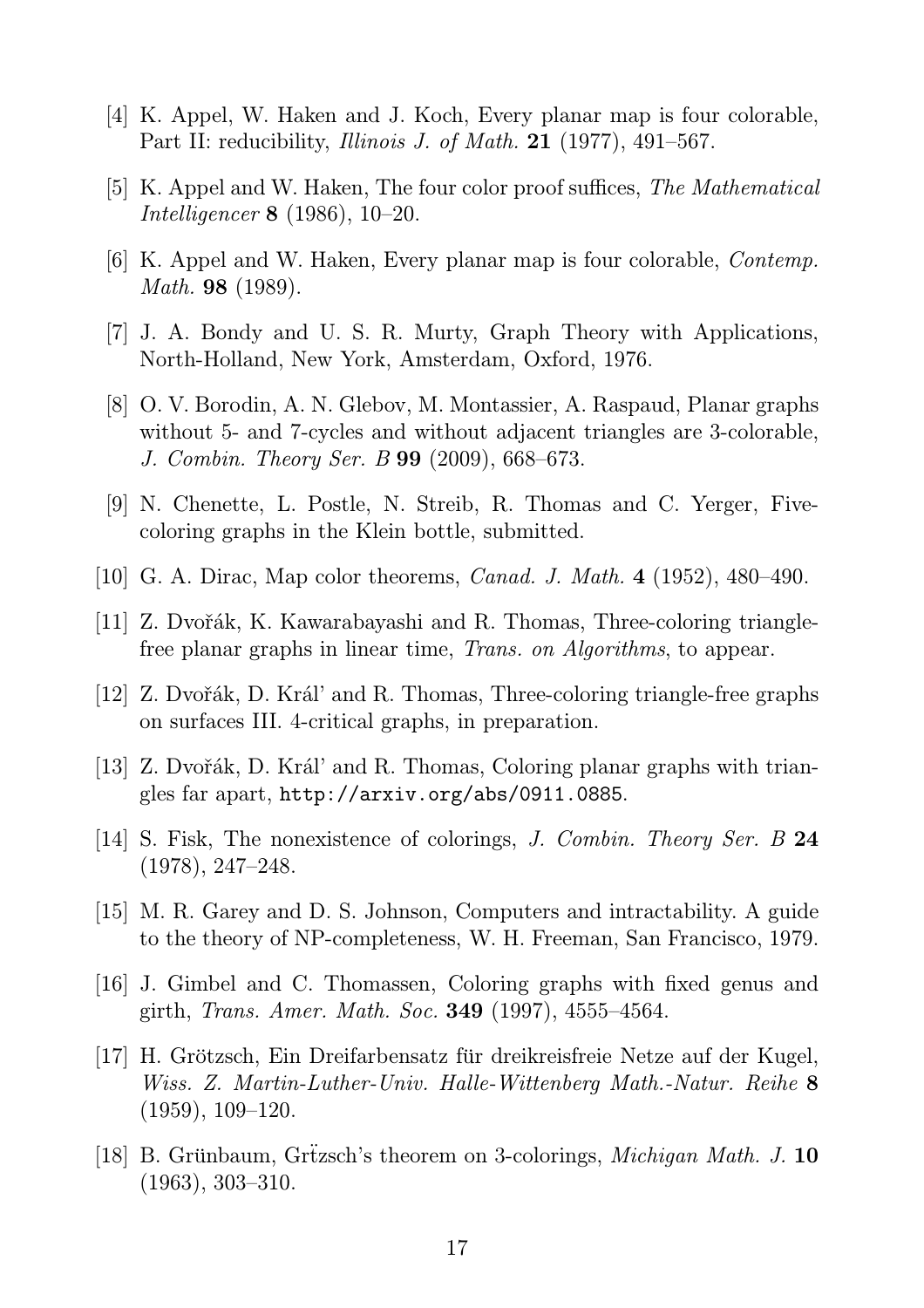[4] K. Appel, W. Haken and J. Koch, Every planar map is four colorable, Part II: reducibility, *Illinois J. of Math.* **21** (1977), 491–567.

[5] K. Appel and W. Haken, The four color proof suffices, *The Mathematical Intelligencer* **8** (1986), 10–20.

[6] K. Appel and W. Haken, Every planar map is four colorable, *Contemp. Math.* **98** (1989).

[7] J. A. Bondy and U. S. R. Murty, Graph Theory with Applications, North-Holland, New York, Amsterdam, Oxford, 1976.

[8] O. V. Borodin, A. N. Glebov, M. Montassier, A. Raspaud, Planar graphs without 5- and 7-cycles and without adjacent triangles are 3-colorable, *J. Combin. Theory Ser. B* **99** (2009), 668–673.

[9] N. Chenette, L. Postle, N. Streib, R. Thomas and C. Yerger, Five-coloring graphs in the Klein bottle, submitted.

[10] G. A. Dirac, Map color theorems, *Canad. J. Math.* **4** (1952), 480–490.

[11] Z. Dvořák, K. Kawarabayashi and R. Thomas, Three-coloring triangle-free planar graphs in linear time, *Trans. on Algorithms*, to appear.

[12] Z. Dvořák, D. Král' and R. Thomas, Three-coloring triangle-free graphs on surfaces III. 4-critical graphs, in preparation.

[13] Z. Dvořák, D. Král' and R. Thomas, Coloring planar graphs with triangles far apart, `http://arxiv.org/abs/0911.0885`.

[14] S. Fisk, The nonexistence of colorings, *J. Combin. Theory Ser. B* **24** (1978), 247–248.

[15] M. R. Garey and D. S. Johnson, Computers and intractability. A guide to the theory of NP-completeness, W. H. Freeman, San Francisco, 1979.

[16] J. Gimbel and C. Thomassen, Coloring graphs with fixed genus and girth, *Trans. Amer. Math. Soc.* **349** (1997), 4555–4564.

[17] H. Grötzsch, Ein Dreifarbensatz für dreikreisfreie Netze auf der Kugel, *Wiss. Z. Martin-Luther-Univ. Halle-Wittenberg Math.-Natur. Reihe* **8** (1959), 109–120.

[18] B. Grünbaum, Grẗzsch's theorem on 3-colorings, *Michigan Math. J.* **10** (1963), 303–310.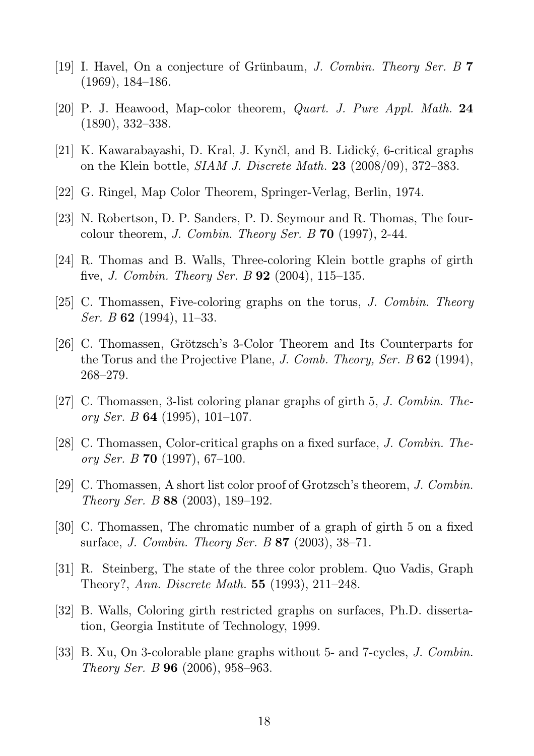[19] I. Havel, On a conjecture of Grünbaum, *J. Combin. Theory Ser. B* **7** (1969), 184–186.

[20] P. J. Heawood, Map-color theorem, *Quart. J. Pure Appl. Math.* **24** (1890), 332–338.

[21] K. Kawarabayashi, D. Kral, J. Kynčl, and B. Lidický, 6-critical graphs on the Klein bottle, *SIAM J. Discrete Math.* **23** (2008/09), 372–383.

[22] G. Ringel, Map Color Theorem, Springer-Verlag, Berlin, 1974.

[23] N. Robertson, D. P. Sanders, P. D. Seymour and R. Thomas, The four-colour theorem, *J. Combin. Theory Ser. B* **70** (1997), 2-44.

[24] R. Thomas and B. Walls, Three-coloring Klein bottle graphs of girth five, *J. Combin. Theory Ser. B* **92** (2004), 115–135.

[25] C. Thomassen, Five-coloring graphs on the torus, *J. Combin. Theory Ser. B* **62** (1994), 11–33.

[26] C. Thomassen, Grötzsch's 3-Color Theorem and Its Counterparts for the Torus and the Projective Plane, *J. Comb. Theory, Ser. B* **62** (1994), 268–279.

[27] C. Thomassen, 3-list coloring planar graphs of girth 5, *J. Combin. Theory Ser. B* **64** (1995), 101–107.

[28] C. Thomassen, Color-critical graphs on a fixed surface, *J. Combin. Theory Ser. B* **70** (1997), 67–100.

[29] C. Thomassen, A short list color proof of Grotzsch's theorem, *J. Combin. Theory Ser. B* **88** (2003), 189–192.

[30] C. Thomassen, The chromatic number of a graph of girth 5 on a fixed surface, *J. Combin. Theory Ser. B* **87** (2003), 38–71.

[31] R. Steinberg, The state of the three color problem. Quo Vadis, Graph Theory?, *Ann. Discrete Math.* **55** (1993), 211–248.

[32] B. Walls, Coloring girth restricted graphs on surfaces, Ph.D. dissertation, Georgia Institute of Technology, 1999.

[33] B. Xu, On 3-colorable plane graphs without 5- and 7-cycles, *J. Combin. Theory Ser. B* **96** (2006), 958–963.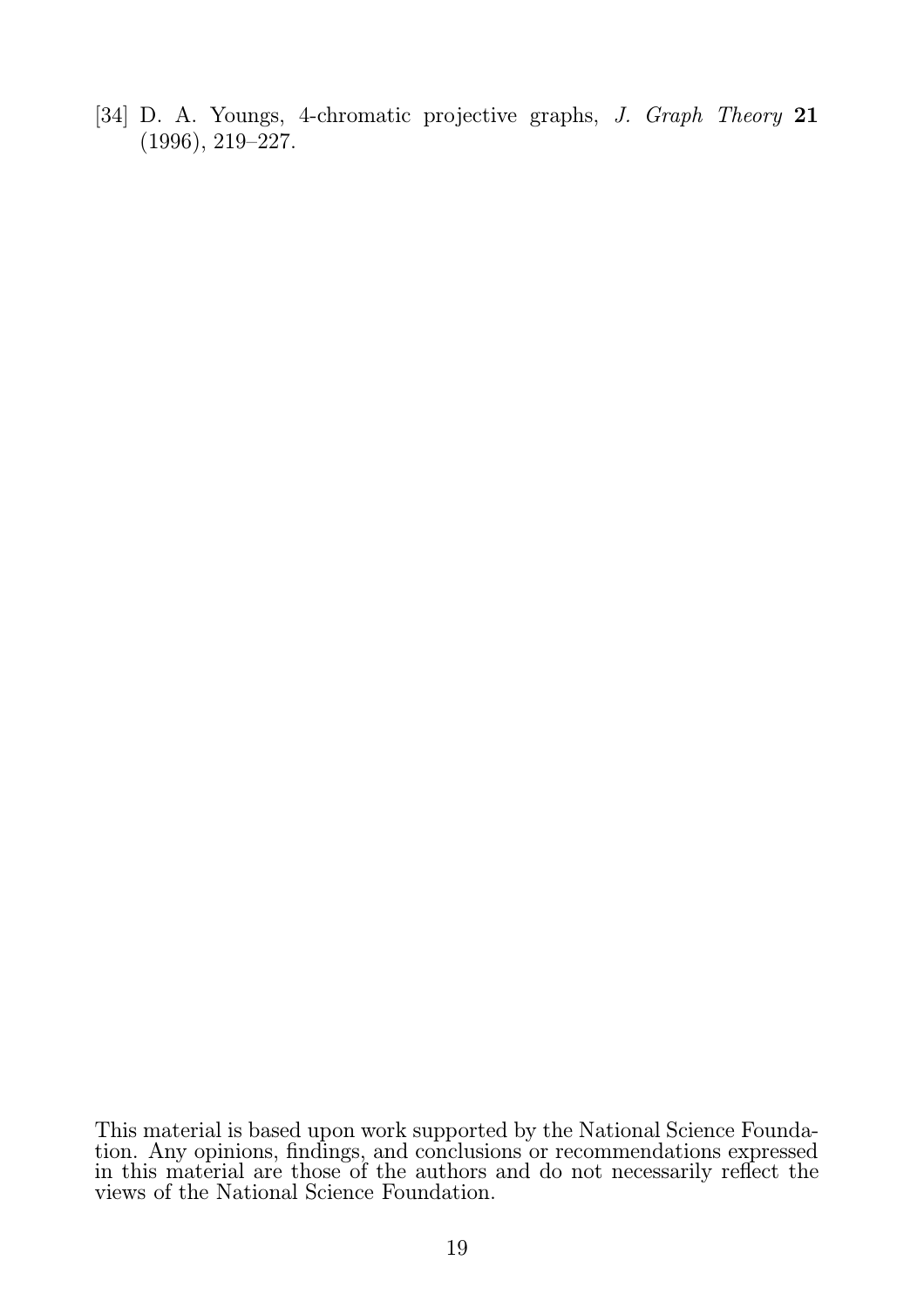[34] D. A. Youngs, 4-chromatic projective graphs, *J. Graph Theory* **21** (1996), 219–227.

This material is based upon work supported by the National Science Foundation. Any opinions, findings, and conclusions or recommendations expressed in this material are those of the authors and do not necessarily reflect the views of the National Science Foundation.